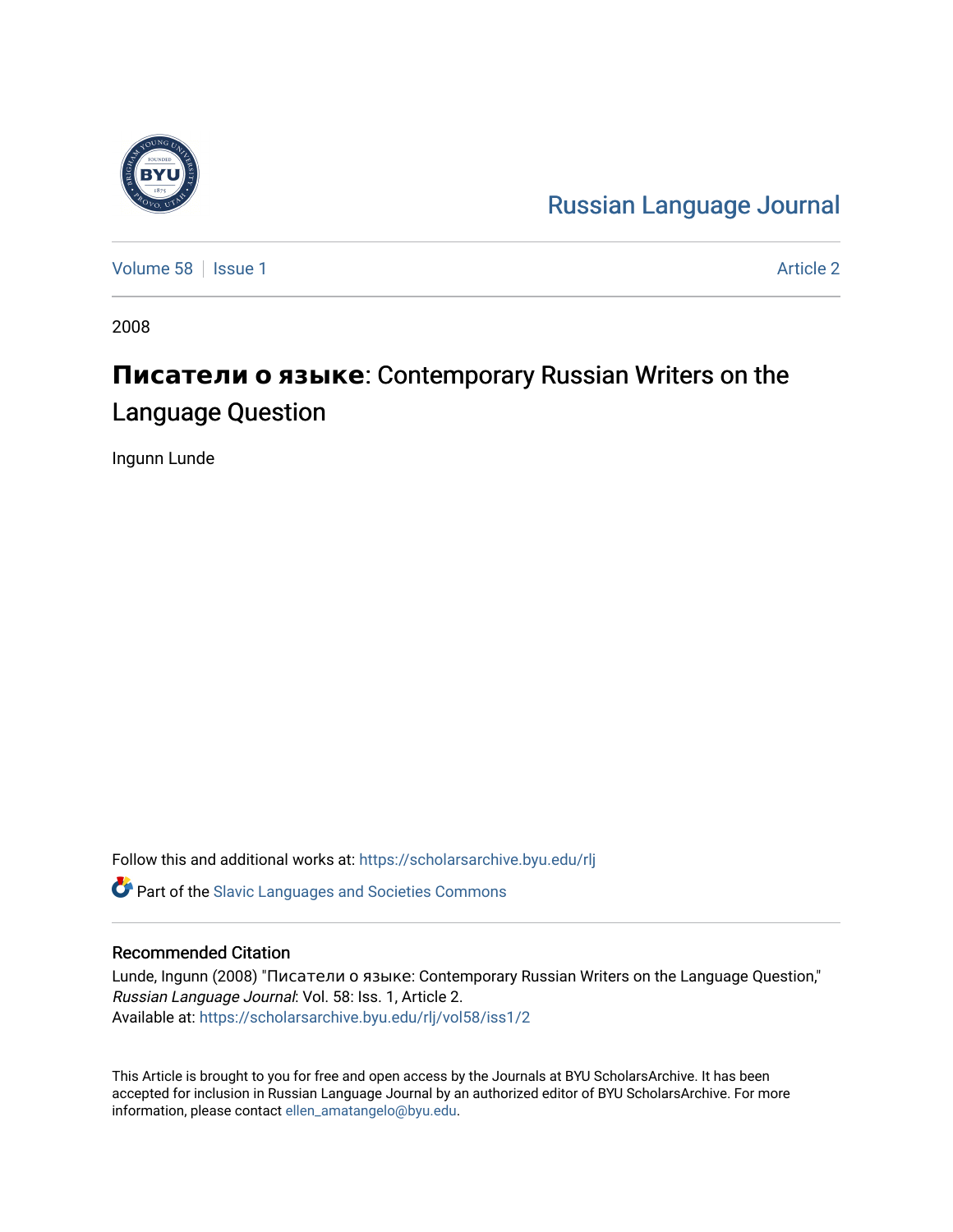Russian Language Journal

Volume 58 | Issue 1 | Article 2

2008

# **Писатели о языке**: Contemporary Russian Writers on the Language Question

Ingunn Lunde

Follow this and additional works at: https://scholarsarchive.byu.edu/rlj

Part of the Slavic Languages and Societies Commons

## Recommended Citation

Lunde, Ingunn (2008) "Писатели о языке: Contemporary Russian Writers on the Language Question," *Russian Language Journal*: Vol. 58: Iss. 1, Article 2.
Available at: https://scholarsarchive.byu.edu/rlj/vol58/iss1/2

This Article is brought to you for free and open access by the Journals at BYU ScholarsArchive. It has been accepted for inclusion in Russian Language Journal by an authorized editor of BYU ScholarsArchive. For more information, please contact ellen_amatangelo@byu.edu.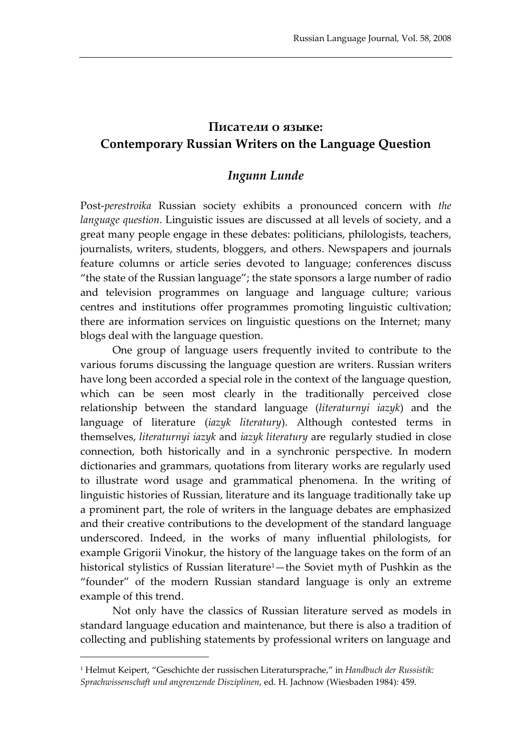# Писатели о языке: Contemporary Russian Writers on the Language Question

## *Ingunn Lunde*

Post-*perestroika* Russian society exhibits a pronounced concern with *the language question*. Linguistic issues are discussed at all levels of society, and a great many people engage in these debates: politicians, philologists, teachers, journalists, writers, students, bloggers, and others. Newspapers and journals feature columns or article series devoted to language; conferences discuss "the state of the Russian language"; the state sponsors a large number of radio and television programmes on language and language culture; various centres and institutions offer programmes promoting linguistic cultivation; there are information services on linguistic questions on the Internet; many blogs deal with the language question.

One group of language users frequently invited to contribute to the various forums discussing the language question are writers. Russian writers have long been accorded a special role in the context of the language question, which can be seen most clearly in the traditionally perceived close relationship between the standard language (*literaturnyi iazyk*) and the language of literature (*iazyk literatury*). Although contested terms in themselves, *literaturnyi iazyk* and *iazyk literatury* are regularly studied in close connection, both historically and in a synchronic perspective. In modern dictionaries and grammars, quotations from literary works are regularly used to illustrate word usage and grammatical phenomena. In the writing of linguistic histories of Russian, literature and its language traditionally take up a prominent part, the role of writers in the language debates are emphasized and their creative contributions to the development of the standard language underscored. Indeed, in the works of many influential philologists, for example Grigorii Vinokur, the history of the language takes on the form of an historical stylistics of Russian literature[1]—the Soviet myth of Pushkin as the "founder" of the modern Russian standard language is only an extreme example of this trend.

Not only have the classics of Russian literature served as models in standard language education and maintenance, but there is also a tradition of collecting and publishing statements by professional writers on language and

---

[1] Helmut Keipert, "Geschichte der russischen Literatursprache," in *Handbuch der Russistik: Sprachwissenschaft und angrenzende Disziplinen*, ed. H. Jachnow (Wiesbaden 1984): 459.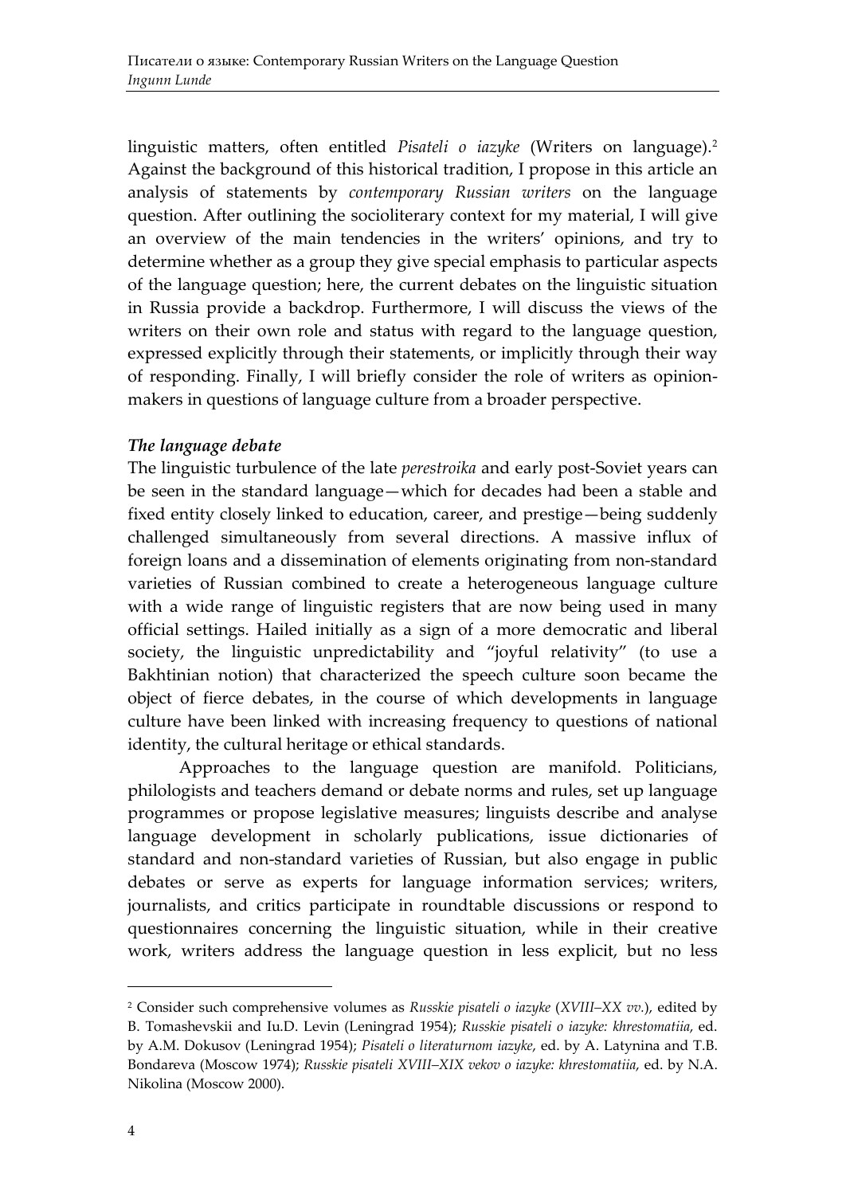linguistic matters, often entitled *Pisateli o iazyke* (Writers on language).[2] Against the background of this historical tradition, I propose in this article an analysis of statements by *contemporary Russian writers* on the language question. After outlining the socioliterary context for my material, I will give an overview of the main tendencies in the writers' opinions, and try to determine whether as a group they give special emphasis to particular aspects of the language question; here, the current debates on the linguistic situation in Russia provide a backdrop. Furthermore, I will discuss the views of the writers on their own role and status with regard to the language question, expressed explicitly through their statements, or implicitly through their way of responding. Finally, I will briefly consider the role of writers as opinion-makers in questions of language culture from a broader perspective.

### *The language debate*

The linguistic turbulence of the late *perestroika* and early post-Soviet years can be seen in the standard language—which for decades had been a stable and fixed entity closely linked to education, career, and prestige—being suddenly challenged simultaneously from several directions. A massive influx of foreign loans and a dissemination of elements originating from non-standard varieties of Russian combined to create a heterogeneous language culture with a wide range of linguistic registers that are now being used in many official settings. Hailed initially as a sign of a more democratic and liberal society, the linguistic unpredictability and "joyful relativity" (to use a Bakhtinian notion) that characterized the speech culture soon became the object of fierce debates, in the course of which developments in language culture have been linked with increasing frequency to questions of national identity, the cultural heritage or ethical standards.

Approaches to the language question are manifold. Politicians, philologists and teachers demand or debate norms and rules, set up language programmes or propose legislative measures; linguists describe and analyse language development in scholarly publications, issue dictionaries of standard and non-standard varieties of Russian, but also engage in public debates or serve as experts for language information services; writers, journalists, and critics participate in roundtable discussions or respond to questionnaires concerning the linguistic situation, while in their creative work, writers address the language question in less explicit, but no less

---

[2] Consider such comprehensive volumes as *Russkie pisateli o iazyke* (*XVIII–XX vv.*), edited by B. Tomashevskii and Iu.D. Levin (Leningrad 1954); *Russkie pisateli o iazyke: khrestomatiia*, ed. by A.M. Dokusov (Leningrad 1954); *Pisateli o literaturnom iazyke*, ed. by A. Latynina and T.B. Bondareva (Moscow 1974); *Russkie pisateli XVIII–XIX vekov o iazyke: khrestomatiia*, ed. by N.A. Nikolina (Moscow 2000).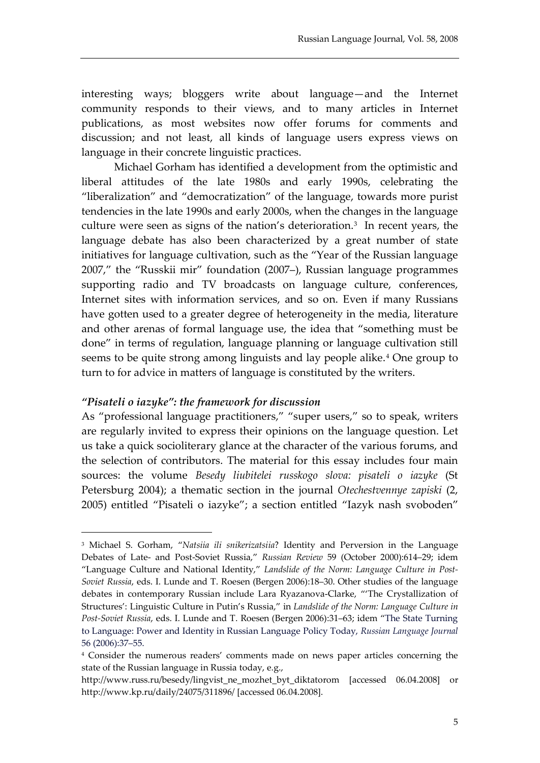interesting ways; bloggers write about language—and the Internet community responds to their views, and to many articles in Internet publications, as most websites now offer forums for comments and discussion; and not least, all kinds of language users express views on language in their concrete linguistic practices.

Michael Gorham has identified a development from the optimistic and liberal attitudes of the late 1980s and early 1990s, celebrating the "liberalization" and "democratization" of the language, towards more purist tendencies in the late 1990s and early 2000s, when the changes in the language culture were seen as signs of the nation's deterioration.[3] In recent years, the language debate has also been characterized by a great number of state initiatives for language cultivation, such as the "Year of the Russian language 2007," the "Russkii mir" foundation (2007–), Russian language programmes supporting radio and TV broadcasts on language culture, conferences, Internet sites with information services, and so on. Even if many Russians have gotten used to a greater degree of heterogeneity in the media, literature and other arenas of formal language use, the idea that "something must be done" in terms of regulation, language planning or language cultivation still seems to be quite strong among linguists and lay people alike.[4] One group to turn to for advice in matters of language is constituted by the writers.

### *"Pisateli o iazyke": the framework for discussion*

As "professional language practitioners," "super users," so to speak, writers are regularly invited to express their opinions on the language question. Let us take a quick socioliterary glance at the character of the various forums, and the selection of contributors. The material for this essay includes four main sources: the volume *Besedy liubitelei russkogo slova: pisateli o iazyke* (St Petersburg 2004); a thematic section in the journal *Otechestvennye zapiski* (2, 2005) entitled "Pisateli o iazyke"; a section entitled "Iazyk nash svoboden"

---

[3] Michael S. Gorham, "*Natsiia ili snikerizatsiia*? Identity and Perversion in the Language Debates of Late- and Post-Soviet Russia," *Russian Review* 59 (October 2000):614–29; idem "Language Culture and National Identity," *Landslide of the Norm: Language Culture in Post-Soviet Russia*, eds. I. Lunde and T. Roesen (Bergen 2006):18–30. Other studies of the language debates in contemporary Russian include Lara Ryazanova-Clarke, "'The Crystallization of Structures': Linguistic Culture in Putin's Russia," in *Landslide of the Norm: Language Culture in Post-Soviet Russia*, eds. I. Lunde and T. Roesen (Bergen 2006):31–63; idem "The State Turning to Language: Power and Identity in Russian Language Policy Today, *Russian Language Journal* 56 (2006):37–55.

[4] Consider the numerous readers' comments made on news paper articles concerning the state of the Russian language in Russia today, e.g., http://www.russ.ru/besedy/lingvist_ne_mozhet_byt_diktatorom [accessed 06.04.2008] or http://www.kp.ru/daily/24075/311896/ [accessed 06.04.2008].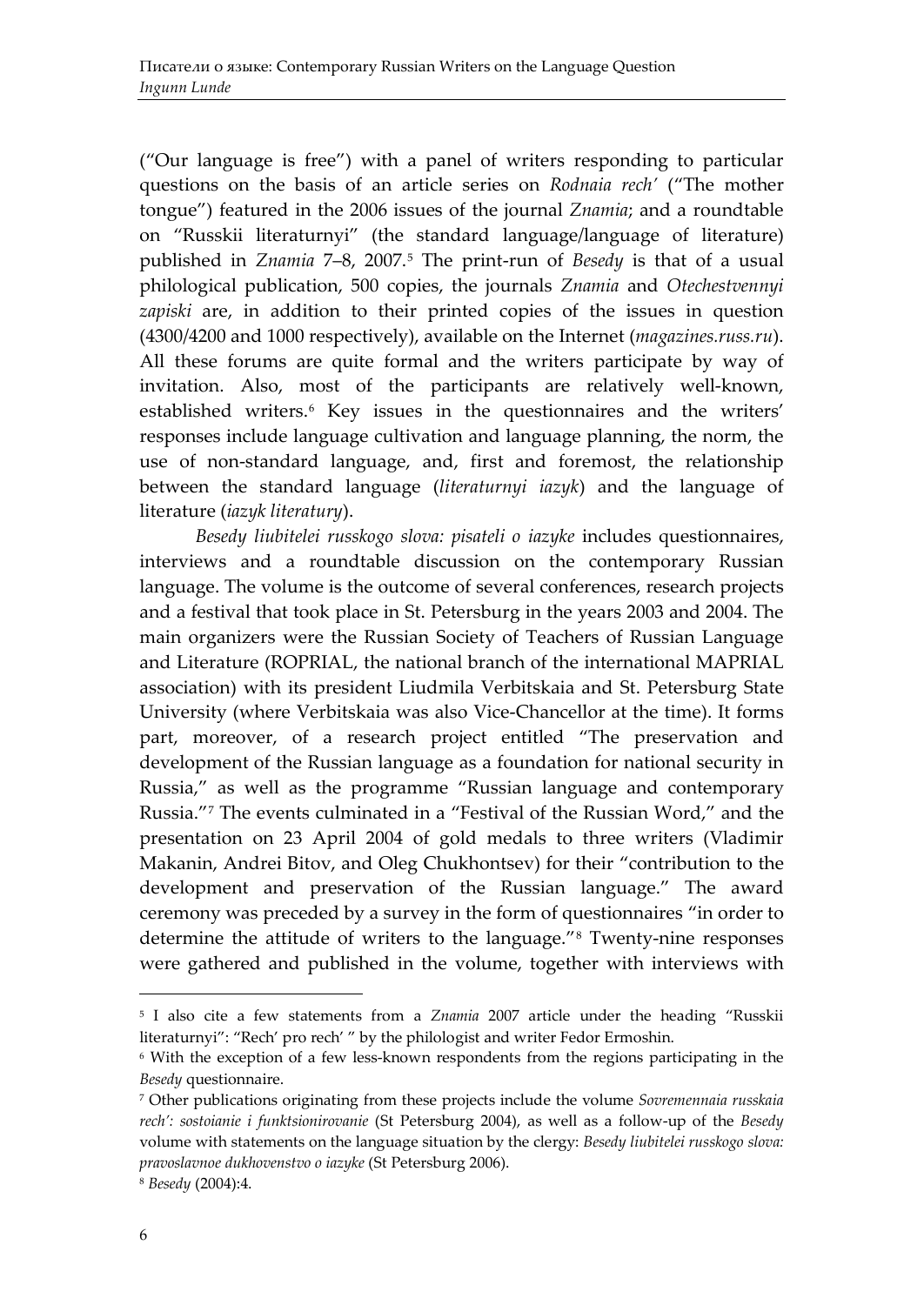("Our language is free") with a panel of writers responding to particular questions on the basis of an article series on *Rodnaia rech'* ("The mother tongue") featured in the 2006 issues of the journal *Znamia*; and a roundtable on "Russkii literaturnyi" (the standard language/language of literature) published in *Znamia* 7–8, 2007.[5] The print-run of *Besedy* is that of a usual philological publication, 500 copies, the journals *Znamia* and *Otechestvennyi zapiski* are, in addition to their printed copies of the issues in question (4300/4200 and 1000 respectively), available on the Internet (*magazines.russ.ru*). All these forums are quite formal and the writers participate by way of invitation. Also, most of the participants are relatively well-known, established writers.[6] Key issues in the questionnaires and the writers' responses include language cultivation and language planning, the norm, the use of non-standard language, and, first and foremost, the relationship between the standard language (*literaturnyi iazyk*) and the language of literature (*iazyk literatury*).

*Besedy liubitelei russkogo slova: pisateli o iazyke* includes questionnaires, interviews and a roundtable discussion on the contemporary Russian language. The volume is the outcome of several conferences, research projects and a festival that took place in St. Petersburg in the years 2003 and 2004. The main organizers were the Russian Society of Teachers of Russian Language and Literature (ROPRIAL, the national branch of the international MAPRIAL association) with its president Liudmila Verbitskaia and St. Petersburg State University (where Verbitskaia was also Vice-Chancellor at the time). It forms part, moreover, of a research project entitled "The preservation and development of the Russian language as a foundation for national security in Russia," as well as the programme "Russian language and contemporary Russia."[7] The events culminated in a "Festival of the Russian Word," and the presentation on 23 April 2004 of gold medals to three writers (Vladimir Makanin, Andrei Bitov, and Oleg Chukhontsev) for their "contribution to the development and preservation of the Russian language." The award ceremony was preceded by a survey in the form of questionnaires "in order to determine the attitude of writers to the language."[8] Twenty-nine responses were gathered and published in the volume, together with interviews with

---

[5] I also cite a few statements from a *Znamia* 2007 article under the heading "Russkii literaturnyi": "Rech' pro rech' " by the philologist and writer Fedor Ermoshin.

[6] With the exception of a few less-known respondents from the regions participating in the *Besedy* questionnaire.

[7] Other publications originating from these projects include the volume *Sovremennaia russkaia rech': sostoianie i funktsionirovanie* (St Petersburg 2004), as well as a follow-up of the *Besedy* volume with statements on the language situation by the clergy: *Besedy liubitelei russkogo slova: pravoslavnoe dukhovenstvo o iazyke* (St Petersburg 2006).

[8] *Besedy* (2004):4.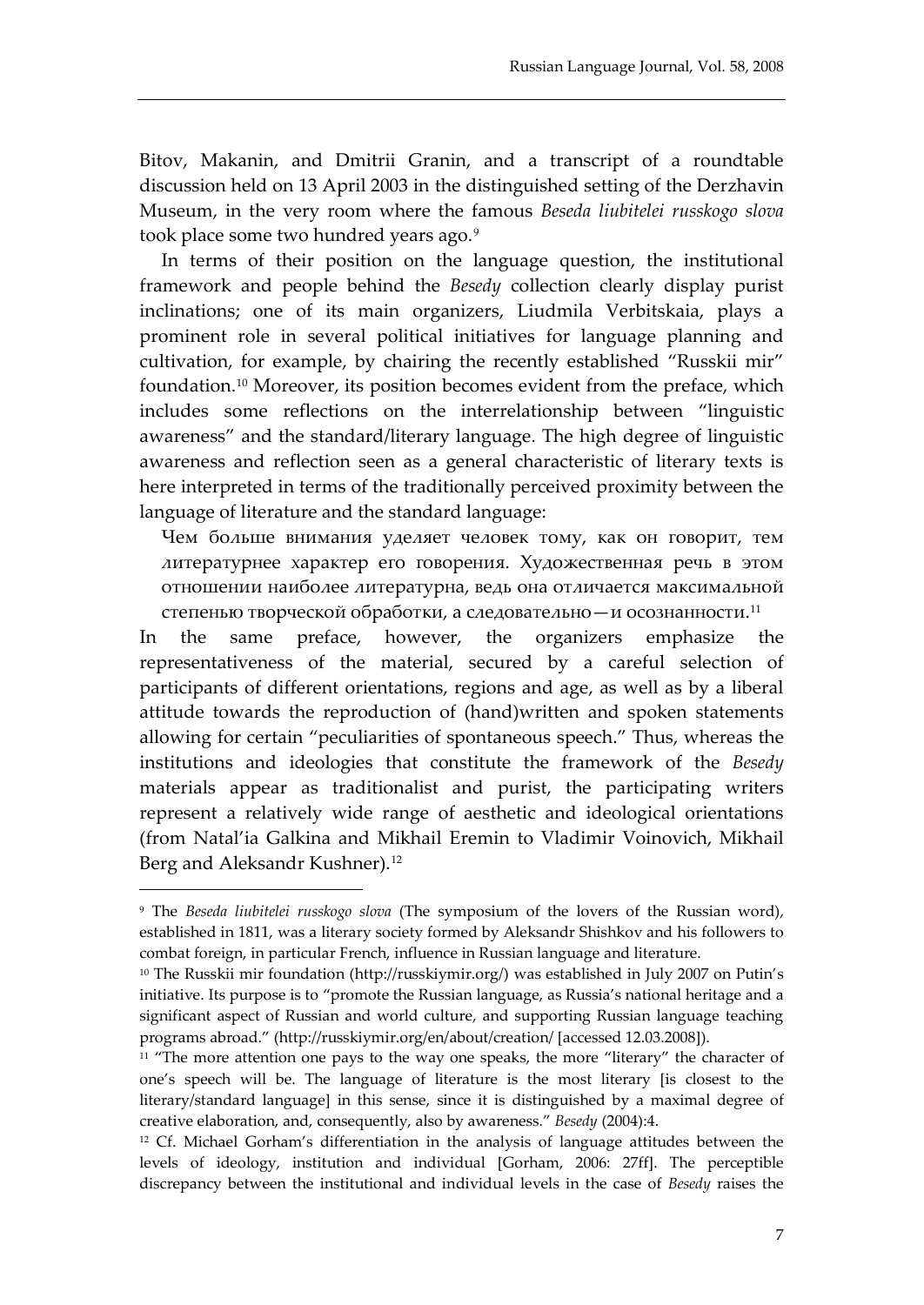Bitov, Makanin, and Dmitrii Granin, and a transcript of a roundtable discussion held on 13 April 2003 in the distinguished setting of the Derzhavin Museum, in the very room where the famous *Beseda liubitelei russkogo slova* took place some two hundred years ago.[9]

In terms of their position on the language question, the institutional framework and people behind the *Besedy* collection clearly display purist inclinations; one of its main organizers, Liudmila Verbitskaia, plays a prominent role in several political initiatives for language planning and cultivation, for example, by chairing the recently established "Russkii mir" foundation.[10] Moreover, its position becomes evident from the preface, which includes some reflections on the interrelationship between "linguistic awareness" and the standard/literary language. The high degree of linguistic awareness and reflection seen as a general characteristic of literary texts is here interpreted in terms of the traditionally perceived proximity between the language of literature and the standard language:

> Чем больше внимания уделяет человек тому, как он говорит, тем литературнее характер его говорения. Художественная речь в этом отношении наиболее литературна, ведь она отличается максимальной степенью творческой обработки, а следовательно—и осознанности.[11]

In the same preface, however, the organizers emphasize the representativeness of the material, secured by a careful selection of participants of different orientations, regions and age, as well as by a liberal attitude towards the reproduction of (hand)written and spoken statements allowing for certain "peculiarities of spontaneous speech." Thus, whereas the institutions and ideologies that constitute the framework of the *Besedy* materials appear as traditionalist and purist, the participating writers represent a relatively wide range of aesthetic and ideological orientations (from Natal'ia Galkina and Mikhail Eremin to Vladimir Voinovich, Mikhail Berg and Aleksandr Kushner).[12]

---

[9] The *Beseda liubitelei russkogo slova* (The symposium of the lovers of the Russian word), established in 1811, was a literary society formed by Aleksandr Shishkov and his followers to combat foreign, in particular French, influence in Russian language and literature.

[10] The Russkii mir foundation (http://russkiymir.org/) was established in July 2007 on Putin's initiative. Its purpose is to "promote the Russian language, as Russia's national heritage and a significant aspect of Russian and world culture, and supporting Russian language teaching programs abroad." (http://russkiymir.org/en/about/creation/ [accessed 12.03.2008]).

[11] "The more attention one pays to the way one speaks, the more "literary" the character of one's speech will be. The language of literature is the most literary [is closest to the literary/standard language] in this sense, since it is distinguished by a maximal degree of creative elaboration, and, consequently, also by awareness." *Besedy* (2004):4.

[12] Cf. Michael Gorham's differentiation in the analysis of language attitudes between the levels of ideology, institution and individual [Gorham, 2006: 27ff]. The perceptible discrepancy between the institutional and individual levels in the case of *Besedy* raises the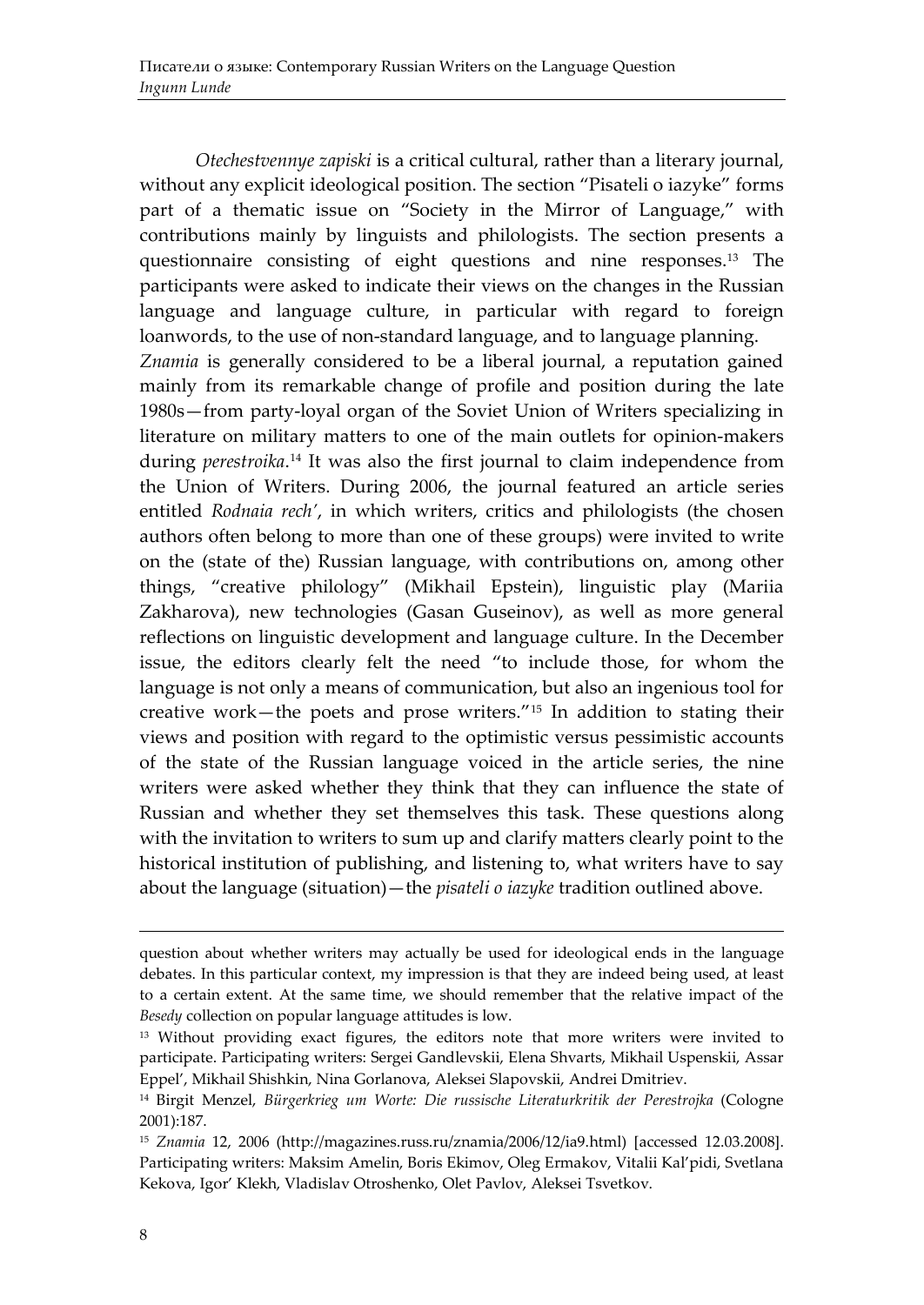*Otechestvennye zapiski* is a critical cultural, rather than a literary journal, without any explicit ideological position. The section "Pisateli o iazyke" forms part of a thematic issue on "Society in the Mirror of Language," with contributions mainly by linguists and philologists. The section presents a questionnaire consisting of eight questions and nine responses.[13] The participants were asked to indicate their views on the changes in the Russian language and language culture, in particular with regard to foreign loanwords, to the use of non-standard language, and to language planning.

*Znamia* is generally considered to be a liberal journal, a reputation gained mainly from its remarkable change of profile and position during the late 1980s—from party-loyal organ of the Soviet Union of Writers specializing in literature on military matters to one of the main outlets for opinion-makers during *perestroika*.[14] It was also the first journal to claim independence from the Union of Writers. During 2006, the journal featured an article series entitled *Rodnaia rech'*, in which writers, critics and philologists (the chosen authors often belong to more than one of these groups) were invited to write on the (state of the) Russian language, with contributions on, among other things, "creative philology" (Mikhail Epstein), linguistic play (Mariia Zakharova), new technologies (Gasan Guseinov), as well as more general reflections on linguistic development and language culture. In the December issue, the editors clearly felt the need "to include those, for whom the language is not only a means of communication, but also an ingenious tool for creative work—the poets and prose writers."[15] In addition to stating their views and position with regard to the optimistic versus pessimistic accounts of the state of the Russian language voiced in the article series, the nine writers were asked whether they think that they can influence the state of Russian and whether they set themselves this task. These questions along with the invitation to writers to sum up and clarify matters clearly point to the historical institution of publishing, and listening to, what writers have to say about the language (situation)—the *pisateli o iazyke* tradition outlined above.

---

question about whether writers may actually be used for ideological ends in the language debates. In this particular context, my impression is that they are indeed being used, at least to a certain extent. At the same time, we should remember that the relative impact of the *Besedy* collection on popular language attitudes is low.

[13] Without providing exact figures, the editors note that more writers were invited to participate. Participating writers: Sergei Gandlevskii, Elena Shvarts, Mikhail Uspenskii, Assar Eppel', Mikhail Shishkin, Nina Gorlanova, Aleksei Slapovskii, Andrei Dmitriev.

[14] Birgit Menzel, *Bürgerkrieg um Worte: Die russische Literaturkritik der Perestrojka* (Cologne 2001):187.

[15] *Znamia* 12, 2006 (http://magazines.russ.ru/znamia/2006/12/ia9.html) [accessed 12.03.2008]. Participating writers: Maksim Amelin, Boris Ekimov, Oleg Ermakov, Vitalii Kal'pidi, Svetlana Kekova, Igor' Klekh, Vladislav Otroshenko, Olet Pavlov, Aleksei Tsvetkov.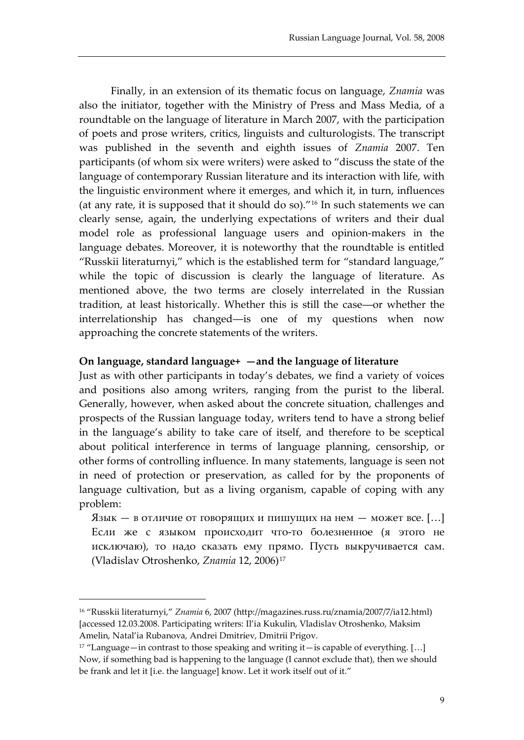Finally, in an extension of its thematic focus on language, *Znamia* was also the initiator, together with the Ministry of Press and Mass Media, of a roundtable on the language of literature in March 2007, with the participation of poets and prose writers, critics, linguists and culturologists. The transcript was published in the seventh and eighth issues of *Znamia* 2007. Ten participants (of whom six were writers) were asked to "discuss the state of the language of contemporary Russian literature and its interaction with life, with the linguistic environment where it emerges, and which it, in turn, influences (at any rate, it is supposed that it should do so)."[16] In such statements we can clearly sense, again, the underlying expectations of writers and their dual model role as professional language users and opinion-makers in the language debates. Moreover, it is noteworthy that the roundtable is entitled "Russkii literaturnyi," which is the established term for "standard language," while the topic of discussion is clearly the language of literature. As mentioned above, the two terms are closely interrelated in the Russian tradition, at least historically. Whether this is still the case—or whether the interrelationship has changed—is one of my questions when now approaching the concrete statements of the writers.

**On language, standard language+ —and the language of literature**

Just as with other participants in today's debates, we find a variety of voices and positions also among writers, ranging from the purist to the liberal. Generally, however, when asked about the concrete situation, challenges and prospects of the Russian language today, writers tend to have a strong belief in the language's ability to take care of itself, and therefore to be sceptical about political interference in terms of language planning, censorship, or other forms of controlling influence. In many statements, language is seen not in need of protection or preservation, as called for by the proponents of language cultivation, but as a living organism, capable of coping with any problem:

> Язык — в отличие от говорящих и пишущих на нем — может все. […] Если же с языком происходит что-то болезненное (я этого не исключаю), то надо сказать ему прямо. Пусть выкручивается сам. (Vladislav Otroshenko, *Znamia* 12, 2006)[17]

---

[16] "Russkii literaturnyi," *Znamia* 6, 2007 (http://magazines.russ.ru/znamia/2007/7/ia12.html) [accessed 12.03.2008. Participating writers: Il'ia Kukulin, Vladislav Otroshenko, Maksim Amelin, Natal'ia Rubanova, Andrei Dmitriev, Dmitrii Prigov.

[17] "Language—in contrast to those speaking and writing it—is capable of everything. […] Now, if something bad is happening to the language (I cannot exclude that), then we should be frank and let it [i.e. the language] know. Let it work itself out of it."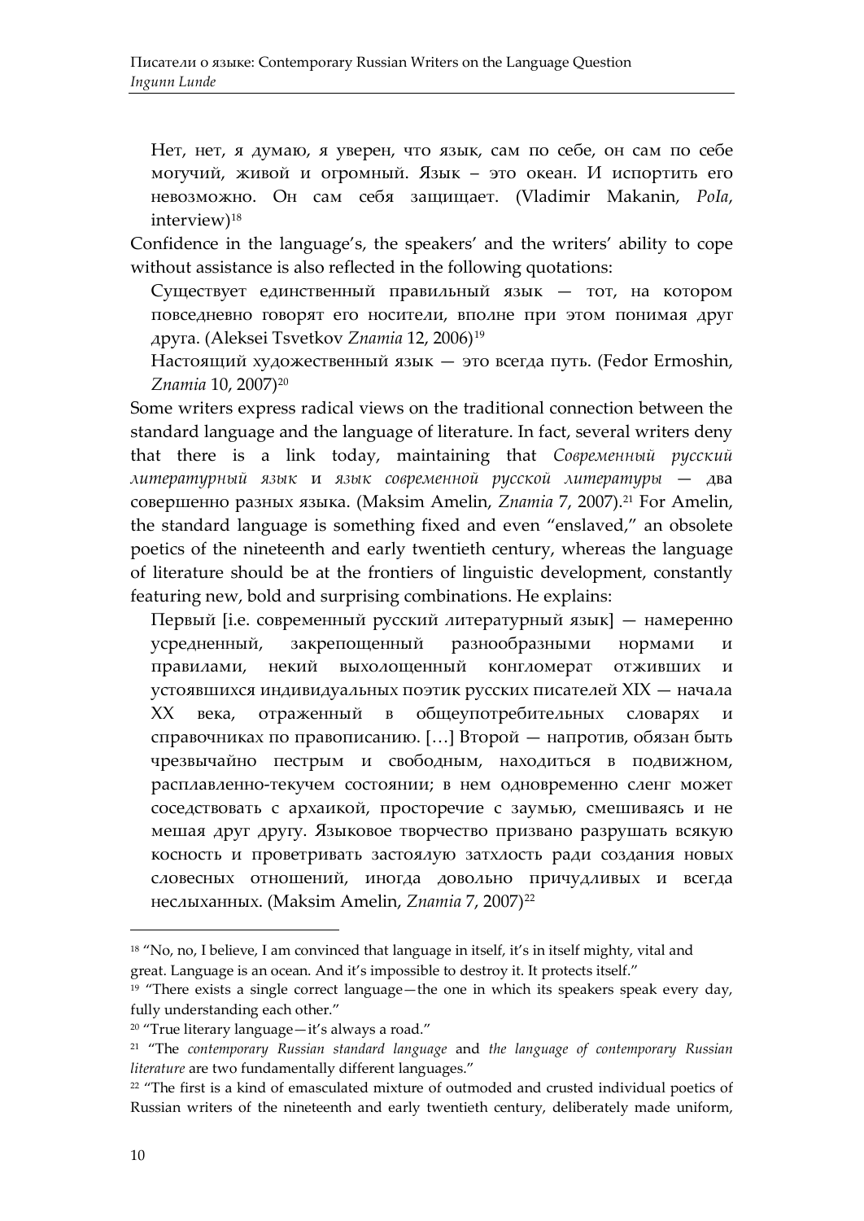> Нет, нет, я думаю, я уверен, что язык, сам по себе, он сам по себе могучий, живой и огромный. Язык – это океан. И испортить его невозможно. Он сам себя защищает. (Vladimir Makanin, *PoIa*, interview)[18]

Confidence in the language's, the speakers' and the writers' ability to cope without assistance is also reflected in the following quotations:

> Существует единственный правильный язык — тот, на котором повседневно говорят его носители, вполне при этом понимая друг друга. (Aleksei Tsvetkov *Znamia* 12, 2006)[19]

> Настоящий художественный язык — это всегда путь. (Fedor Ermoshin, *Znamia* 10, 2007)[20]

Some writers express radical views on the traditional connection between the standard language and the language of literature. In fact, several writers deny that there is a link today, maintaining that *Современный русский литературный язык* и *язык современной русской литературы* — два совершенно разных языка. (Maksim Amelin, *Znamia* 7, 2007).[21] For Amelin, the standard language is something fixed and even "enslaved," an obsolete poetics of the nineteenth and early twentieth century, whereas the language of literature should be at the frontiers of linguistic development, constantly featuring new, bold and surprising combinations. He explains:

> Первый [i.e. современный русский литературный язык] — намеренно усредненный, закрепощенный разнообразными нормами и правилами, некий выхолощенный конгломерат отживших и устоявшихся индивидуальных поэтик русских писателей XIX — начала XX века, отраженный в общеупотребительных словарях и справочниках по правописанию. […] Второй — напротив, обязан быть чрезвычайно пестрым и свободным, находиться в подвижном, расплавленно-текучем состоянии; в нем одновременно сленг может соседствовать с архаикой, просторечие с заумью, смешиваясь и не мешая друг другу. Языковое творчество призвано разрушать всякую косность и проветривать застоялую затхлость ради создания новых словесных отношений, иногда довольно причудливых и всегда неслыханных. (Maksim Amelin, *Znamia* 7, 2007)[22]

---

[18] "No, no, I believe, I am convinced that language in itself, it's in itself mighty, vital and great. Language is an ocean. And it's impossible to destroy it. It protects itself."

[19] "There exists a single correct language—the one in which its speakers speak every day, fully understanding each other."

[20] "True literary language—it's always a road."

[21] "The *contemporary Russian standard language* and *the language of contemporary Russian literature* are two fundamentally different languages."

[22] "The first is a kind of emasculated mixture of outmoded and crusted individual poetics of Russian writers of the nineteenth and early twentieth century, deliberately made uniform,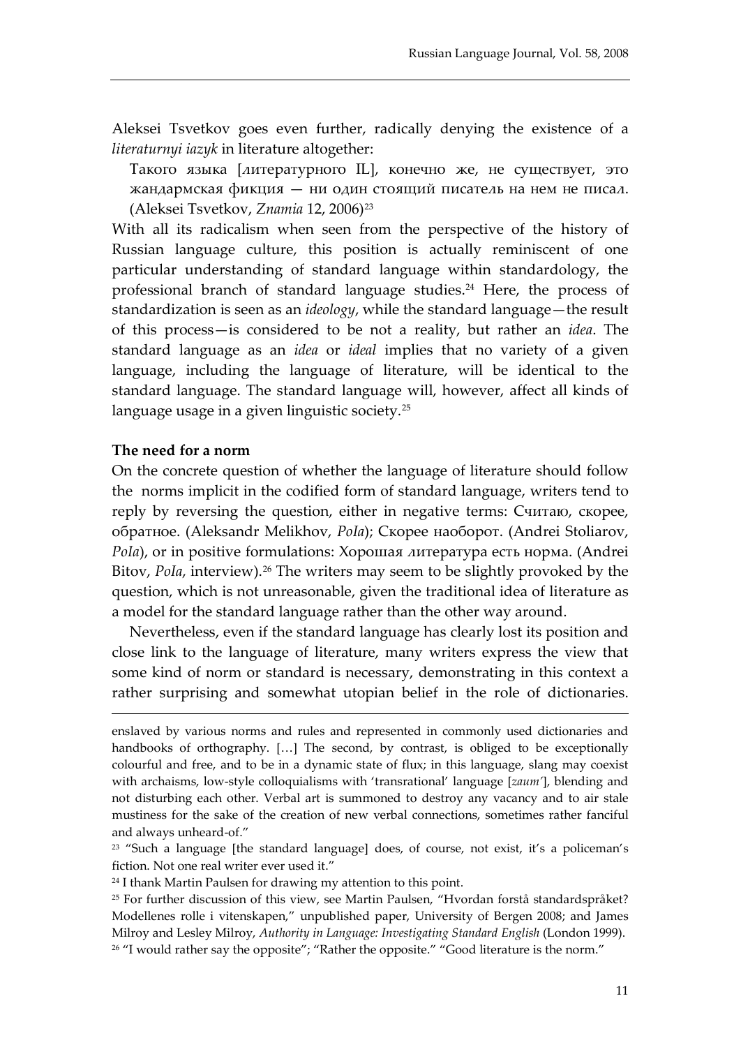Aleksei Tsvetkov goes even further, radically denying the existence of a *literaturnyi iazyk* in literature altogether:

> Такого языка [литературного IL], конечно же, не существует, это жандармская фикция — ни один стоящий писатель на нем не писал. (Aleksei Tsvetkov, *Znamia* 12, 2006)[23]

With all its radicalism when seen from the perspective of the history of Russian language culture, this position is actually reminiscent of one particular understanding of standard language within standardology, the professional branch of standard language studies.[24] Here, the process of standardization is seen as an *ideology*, while the standard language—the result of this process—is considered to be not a reality, but rather an *idea*. The standard language as an *idea* or *ideal* implies that no variety of a given language, including the language of literature, will be identical to the standard language. The standard language will, however, affect all kinds of language usage in a given linguistic society.[25]

**The need for a norm**

On the concrete question of whether the language of literature should follow the norms implicit in the codified form of standard language, writers tend to reply by reversing the question, either in negative terms: Считаю, скорее, обратное. (Aleksandr Melikhov, *PoIa*); Скорее наоборот. (Andrei Stoliarov, *PoIa*), or in positive formulations: Хорошая литература есть норма. (Andrei Bitov, *PoIa*, interview).[26] The writers may seem to be slightly provoked by the question, which is not unreasonable, given the traditional idea of literature as a model for the standard language rather than the other way around.

Nevertheless, even if the standard language has clearly lost its position and close link to the language of literature, many writers express the view that some kind of norm or standard is necessary, demonstrating in this context a rather surprising and somewhat utopian belief in the role of dictionaries.

---

enslaved by various norms and rules and represented in commonly used dictionaries and handbooks of orthography. […] The second, by contrast, is obliged to be exceptionally colourful and free, and to be in a dynamic state of flux; in this language, slang may coexist with archaisms, low-style colloquialisms with 'transrational' language [*zaum'*], blending and not disturbing each other. Verbal art is summoned to destroy any vacancy and to air stale mustiness for the sake of the creation of new verbal connections, sometimes rather fanciful and always unheard-of."

[23] "Such a language [the standard language] does, of course, not exist, it's a policeman's fiction. Not one real writer ever used it."

[24] I thank Martin Paulsen for drawing my attention to this point.

[25] For further discussion of this view, see Martin Paulsen, "Hvordan forstå standardspråket? Modellenes rolle i vitenskapen," unpublished paper, University of Bergen 2008; and James Milroy and Lesley Milroy, *Authority in Language: Investigating Standard English* (London 1999).

[26] "I would rather say the opposite"; "Rather the opposite." "Good literature is the norm."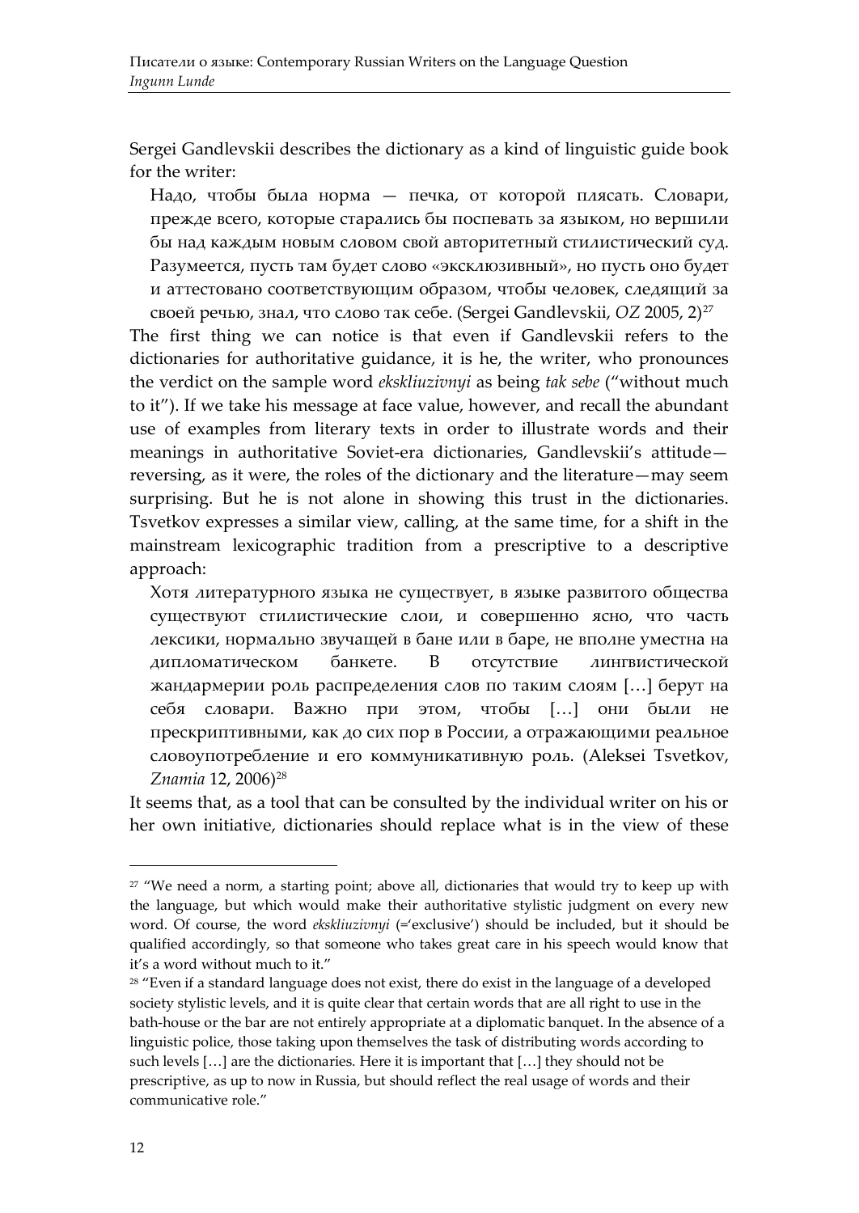Sergei Gandlevskii describes the dictionary as a kind of linguistic guide book for the writer:

> Надо, чтобы была норма — печка, от которой плясать. Словари, прежде всего, которые старались бы поспевать за языком, но вершили бы над каждым новым словом свой авторитетный стилистический суд. Разумеется, пусть там будет слово «эксклюзивный», но пусть оно будет и аттестовано соответствующим образом, чтобы человек, следящий за своей речью, знал, что слово так себе. (Sergei Gandlevskii, *OZ* 2005, 2)[27]

The first thing we can notice is that even if Gandlevskii refers to the dictionaries for authoritative guidance, it is he, the writer, who pronounces the verdict on the sample word *ekskliuzivnyi* as being *tak sebe* ("without much to it"). If we take his message at face value, however, and recall the abundant use of examples from literary texts in order to illustrate words and their meanings in authoritative Soviet-era dictionaries, Gandlevskii's attitude—reversing, as it were, the roles of the dictionary and the literature—may seem surprising. But he is not alone in showing this trust in the dictionaries. Tsvetkov expresses a similar view, calling, at the same time, for a shift in the mainstream lexicographic tradition from a prescriptive to a descriptive approach:

> Хотя литературного языка не существует, в языке развитого общества существуют стилистические слои, и совершенно ясно, что часть лексики, нормально звучащей в бане или в баре, не вполне уместна на дипломатическом банкете. В отсутствие лингвистической жандармерии роль распределения слов по таким слоям […] берут на себя словари. Важно при этом, чтобы […] они были не прескриптивными, как до сих пор в России, а отражающими реальное словоупотребление и его коммуникативную роль. (Aleksei Tsvetkov, *Znamia* 12, 2006)[28]

It seems that, as a tool that can be consulted by the individual writer on his or her own initiative, dictionaries should replace what is in the view of these

---

[27] "We need a norm, a starting point; above all, dictionaries that would try to keep up with the language, but which would make their authoritative stylistic judgment on every new word. Of course, the word *ekskliuzivnyi* (='exclusive') should be included, but it should be qualified accordingly, so that someone who takes great care in his speech would know that it's a word without much to it."

[28] "Even if a standard language does not exist, there do exist in the language of a developed society stylistic levels, and it is quite clear that certain words that are all right to use in the bath-house or the bar are not entirely appropriate at a diplomatic banquet. In the absence of a linguistic police, those taking upon themselves the task of distributing words according to such levels […] are the dictionaries. Here it is important that […] they should not be prescriptive, as up to now in Russia, but should reflect the real usage of words and their communicative role."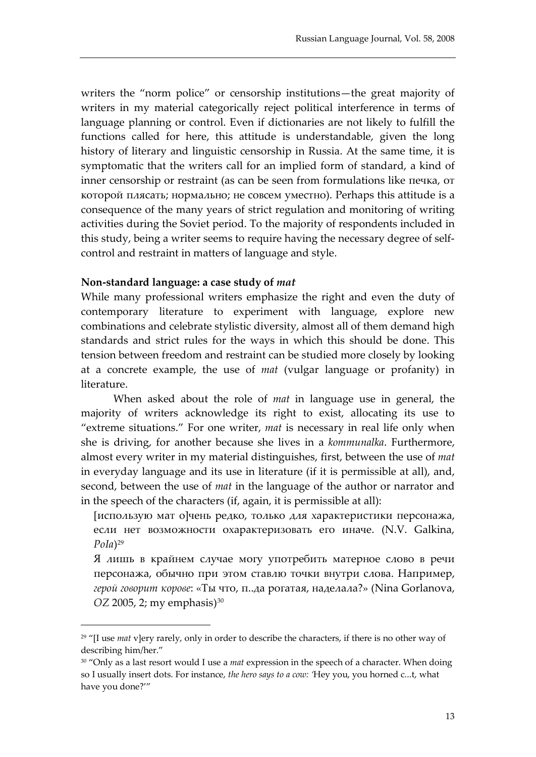writers the "norm police" or censorship institutions—the great majority of writers in my material categorically reject political interference in terms of language planning or control. Even if dictionaries are not likely to fulfill the functions called for here, this attitude is understandable, given the long history of literary and linguistic censorship in Russia. At the same time, it is symptomatic that the writers call for an implied form of standard, a kind of inner censorship or restraint (as can be seen from formulations like печка, от которой плясать; нормально; не совсем уместно). Perhaps this attitude is a consequence of the many years of strict regulation and monitoring of writing activities during the Soviet period. To the majority of respondents included in this study, being a writer seems to require having the necessary degree of self-control and restraint in matters of language and style.

**Non-standard language: a case study of *mat***

While many professional writers emphasize the right and even the duty of contemporary literature to experiment with language, explore new combinations and celebrate stylistic diversity, almost all of them demand high standards and strict rules for the ways in which this should be done. This tension between freedom and restraint can be studied more closely by looking at a concrete example, the use of *mat* (vulgar language or profanity) in literature.

When asked about the role of *mat* in language use in general, the majority of writers acknowledge its right to exist, allocating its use to "extreme situations." For one writer, *mat* is necessary in real life only when she is driving, for another because she lives in a *kommunalka*. Furthermore, almost every writer in my material distinguishes, first, between the use of *mat* in everyday language and its use in literature (if it is permissible at all), and, second, between the use of *mat* in the language of the author or narrator and in the speech of the characters (if, again, it is permissible at all):

> [использую мат о]чень редко, только для характеристики персонажа, если нет возможности охарактеризовать его иначе. (N.V. Galkina, *PoIa*)[29]
>
> Я лишь в крайнем случае могу употребить матерное слово в речи персонажа, обычно при этом ставлю точки внутри слова. Например, *герой говорит корове*: «Ты что, п..да рогатая, наделала?» (Nina Gorlanova, *OZ* 2005, 2; my emphasis)[30]

---

[29] "[I use *mat* v]ery rarely, only in order to describe the characters, if there is no other way of describing him/her."

[30] "Only as a last resort would I use a *mat* expression in the speech of a character. When doing so I usually insert dots. For instance, *the hero says to a cow:* 'Hey you, you horned c...t, what have you done?'"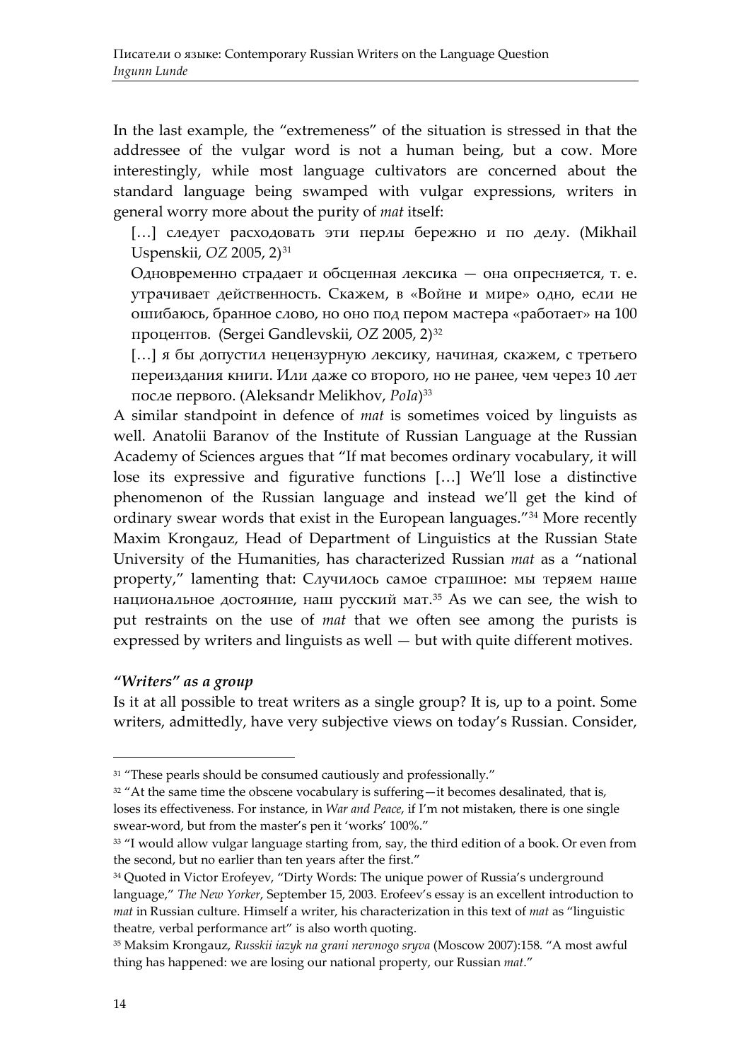In the last example, the "extremeness" of the situation is stressed in that the addressee of the vulgar word is not a human being, but a cow. More interestingly, while most language cultivators are concerned about the standard language being swamped with vulgar expressions, writers in general worry more about the purity of *mat* itself:

> […] следует расходовать эти перлы бережно и по делу. (Mikhail Uspenskii, *OZ* 2005, 2)[31]
>
> Одновременно страдает и обсценная лексика — она опресняется, т. е. утрачивает действенность. Скажем, в «Войне и мире» одно, если не ошибаюсь, бранное слово, но оно под пером мастера «работает» на 100 процентов. (Sergei Gandlevskii, *OZ* 2005, 2)[32]
>
> […] я бы допустил нецензурную лексику, начиная, скажем, с третьего переиздания книги. Или даже со второго, но не ранее, чем через 10 лет после первого. (Aleksandr Melikhov, *PoIa*)[33]

A similar standpoint in defence of *mat* is sometimes voiced by linguists as well. Anatolii Baranov of the Institute of Russian Language at the Russian Academy of Sciences argues that "If mat becomes ordinary vocabulary, it will lose its expressive and figurative functions […] We'll lose a distinctive phenomenon of the Russian language and instead we'll get the kind of ordinary swear words that exist in the European languages."[34] More recently Maxim Krongauz, Head of Department of Linguistics at the Russian State University of the Humanities, has characterized Russian *mat* as a "national property," lamenting that: Случилось самое страшное: мы теряем наше национальное достояние, наш русский мат.[35] As we can see, the wish to put restraints on the use of *mat* that we often see among the purists is expressed by writers and linguists as well — but with quite different motives.

### *"Writers" as a group*

Is it at all possible to treat writers as a single group? It is, up to a point. Some writers, admittedly, have very subjective views on today's Russian. Consider,

---

[31] "These pearls should be consumed cautiously and professionally."

[32] "At the same time the obscene vocabulary is suffering—it becomes desalinated, that is, loses its effectiveness. For instance, in *War and Peace*, if I'm not mistaken, there is one single swear-word, but from the master's pen it 'works' 100%."

[33] "I would allow vulgar language starting from, say, the third edition of a book. Or even from the second, but no earlier than ten years after the first."

[34] Quoted in Victor Erofeyev, "Dirty Words: The unique power of Russia's underground language," *The New Yorker*, September 15, 2003. Erofeev's essay is an excellent introduction to *mat* in Russian culture. Himself a writer, his characterization in this text of *mat* as "linguistic theatre, verbal performance art" is also worth quoting.

[35] Maksim Krongauz, *Russkii iazyk na grani nervnogo sryva* (Moscow 2007):158. "A most awful thing has happened: we are losing our national property, our Russian *mat*."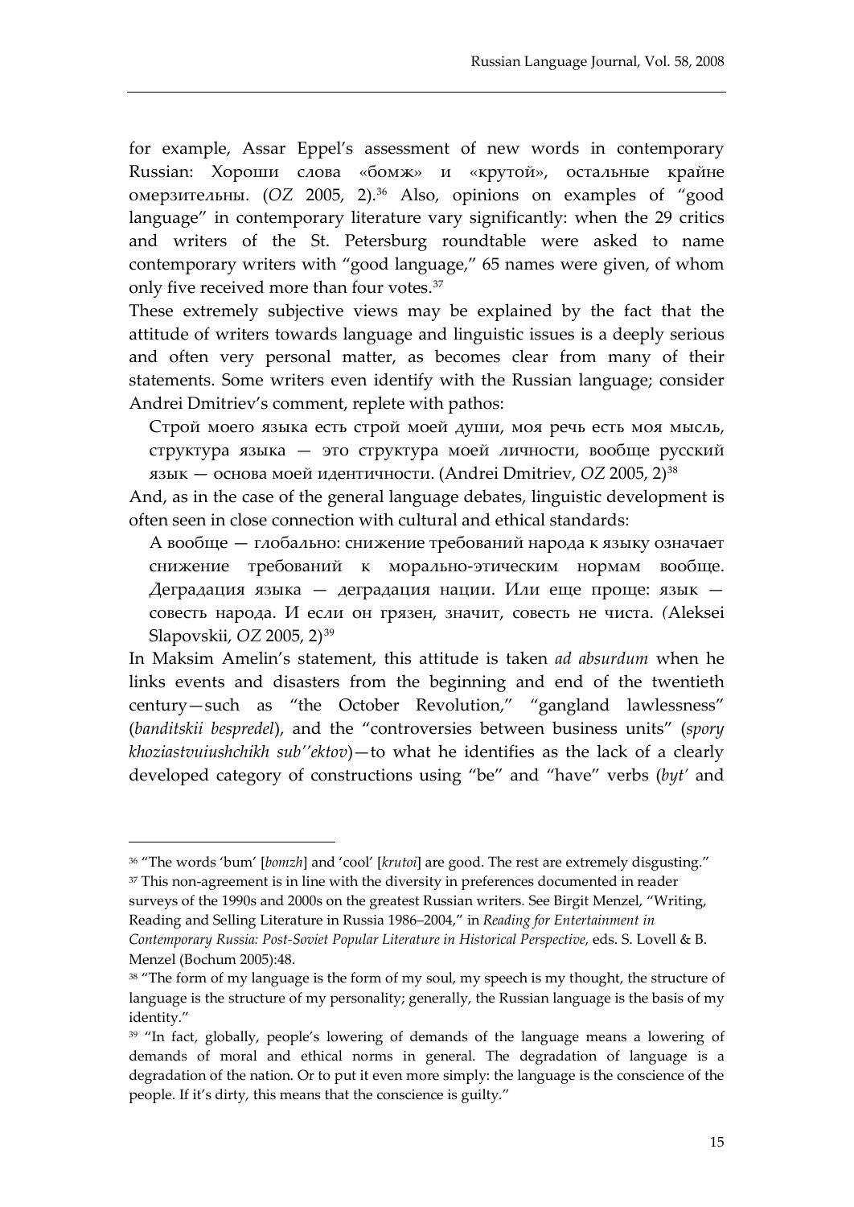for example, Assar Eppel's assessment of new words in contemporary Russian: Хороши слова «бомж» и «крутой», остальные крайне омерзительны. (*OZ* 2005, 2).[36] Also, opinions on examples of "good language" in contemporary literature vary significantly: when the 29 critics and writers of the St. Petersburg roundtable were asked to name contemporary writers with "good language," 65 names were given, of whom only five received more than four votes.[37]

These extremely subjective views may be explained by the fact that the attitude of writers towards language and linguistic issues is a deeply serious and often very personal matter, as becomes clear from many of their statements. Some writers even identify with the Russian language; consider Andrei Dmitriev's comment, replete with pathos:

> Строй моего языка есть строй моей души, моя речь есть моя мысль, структура языка — это структура моей личности, вообще русский язык — основа моей идентичности. (Andrei Dmitriev, *OZ* 2005, 2)[38]

And, as in the case of the general language debates, linguistic development is often seen in close connection with cultural and ethical standards:

> А вообще — глобально: снижение требований народа к языку означает снижение требований к морально-этическим нормам вообще. Деградация языка — деградация нации. Или еще проще: язык — совесть народа. И если он грязен, значит, совесть не чиста. (Aleksei Slapovskii, *OZ* 2005, 2)[39]

In Maksim Amelin's statement, this attitude is taken *ad absurdum* when he links events and disasters from the beginning and end of the twentieth century—such as "the October Revolution," "gangland lawlessness" (*banditskii bespredel*), and the "controversies between business units" (*spory khoziastvuiushchikh sub''ektov*)—to what he identifies as the lack of a clearly developed category of constructions using "be" and "have" verbs (*byt'* and

---

[36] "The words 'bum' [*bomzh*] and 'cool' [*krutoi*] are good. The rest are extremely disgusting."

[37] This non-agreement is in line with the diversity in preferences documented in reader surveys of the 1990s and 2000s on the greatest Russian writers. See Birgit Menzel, "Writing, Reading and Selling Literature in Russia 1986–2004," in *Reading for Entertainment in Contemporary Russia: Post-Soviet Popular Literature in Historical Perspective*, eds. S. Lovell & B. Menzel (Bochum 2005):48.

[38] "The form of my language is the form of my soul, my speech is my thought, the structure of language is the structure of my personality; generally, the Russian language is the basis of my identity."

[39] "In fact, globally, people's lowering of demands of the language means a lowering of demands of moral and ethical norms in general. The degradation of language is a degradation of the nation. Or to put it even more simply: the language is the conscience of the people. If it's dirty, this means that the conscience is guilty."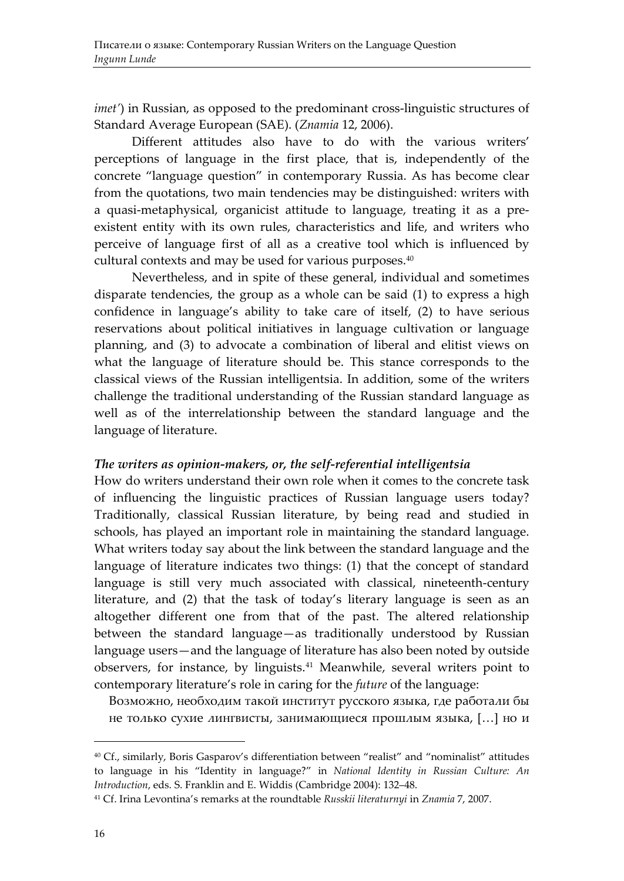*imet'*) in Russian, as opposed to the predominant cross-linguistic structures of Standard Average European (SAE). (*Znamia* 12, 2006).

Different attitudes also have to do with the various writers' perceptions of language in the first place, that is, independently of the concrete "language question" in contemporary Russia. As has become clear from the quotations, two main tendencies may be distinguished: writers with a quasi-metaphysical, organicist attitude to language, treating it as a pre-existent entity with its own rules, characteristics and life, and writers who perceive of language first of all as a creative tool which is influenced by cultural contexts and may be used for various purposes.[40]

Nevertheless, and in spite of these general, individual and sometimes disparate tendencies, the group as a whole can be said (1) to express a high confidence in language's ability to take care of itself, (2) to have serious reservations about political initiatives in language cultivation or language planning, and (3) to advocate a combination of liberal and elitist views on what the language of literature should be. This stance corresponds to the classical views of the Russian intelligentsia. In addition, some of the writers challenge the traditional understanding of the Russian standard language as well as of the interrelationship between the standard language and the language of literature.

### *The writers as opinion-makers, or, the self-referential intelligentsia*

How do writers understand their own role when it comes to the concrete task of influencing the linguistic practices of Russian language users today? Traditionally, classical Russian literature, by being read and studied in schools, has played an important role in maintaining the standard language. What writers today say about the link between the standard language and the language of literature indicates two things: (1) that the concept of standard language is still very much associated with classical, nineteenth-century literature, and (2) that the task of today's literary language is seen as an altogether different one from that of the past. The altered relationship between the standard language—as traditionally understood by Russian language users—and the language of literature has also been noted by outside observers, for instance, by linguists.[41] Meanwhile, several writers point to contemporary literature's role in caring for the *future* of the language:

Возможно, необходим такой институт русского языка, где работали бы не только сухие лингвисты, занимающиеся прошлым языка, […] но и

---

[40] Cf., similarly, Boris Gasparov's differentiation between "realist" and "nominalist" attitudes to language in his "Identity in language?" in *National Identity in Russian Culture: An Introduction*, eds. S. Franklin and E. Widdis (Cambridge 2004): 132–48.

[41] Cf. Irina Levontina's remarks at the roundtable *Russkii literaturnyi* in *Znamia* 7, 2007.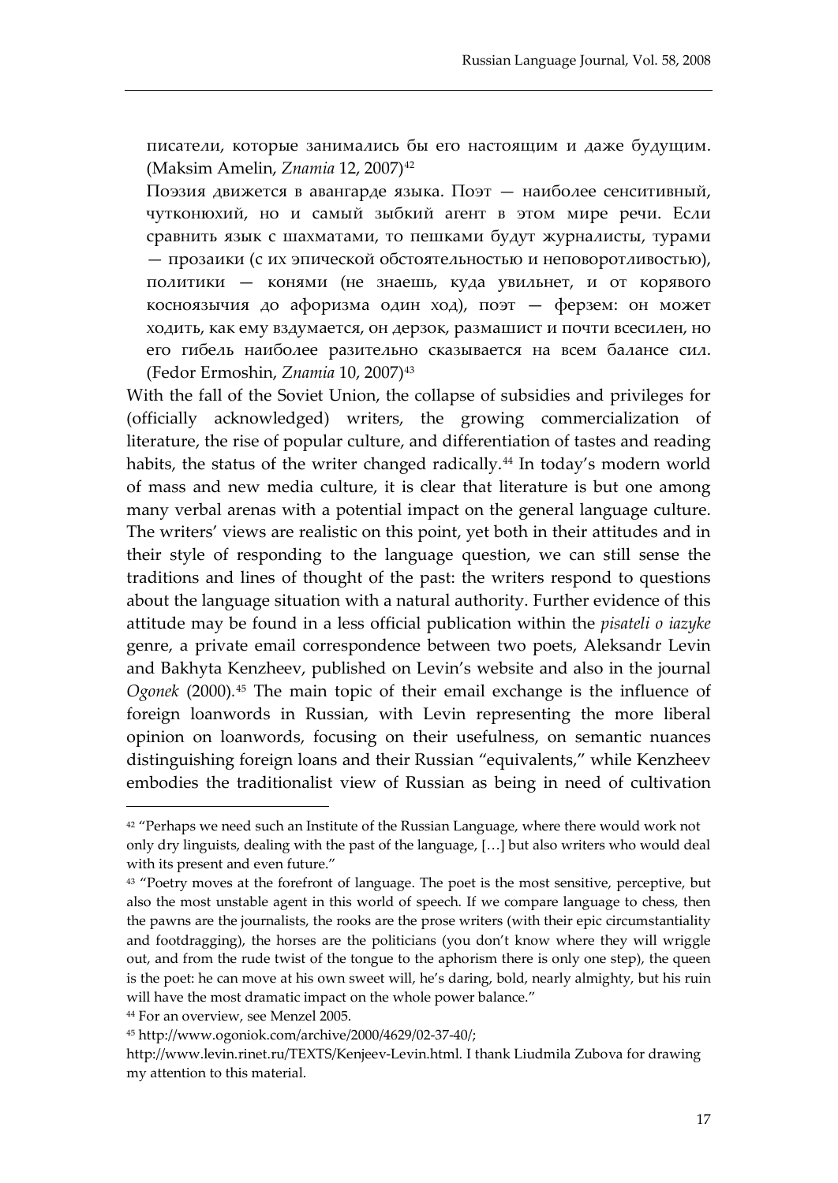писатели, которые занимались бы его настоящим и даже будущим. (Maksim Amelin, *Znamia* 12, 2007)[42]

Поэзия движется в авангарде языка. Поэт — наиболее сенситивный, чутконюхий, но и самый зыбкий агент в этом мире речи. Если сравнить язык с шахматами, то пешками будут журналисты, турами — прозаики (с их эпической обстоятельностью и неповоротливостью), политики — конями (не знаешь, куда увильнет, и от корявого косноязычия до афоризма один ход), поэт — ферзем: он может ходить, как ему вздумается, он дерзок, размашист и почти всесилен, но его гибель наиболее разительно сказывается на всем балансе сил. (Fedor Ermoshin, *Znamia* 10, 2007)[43]

With the fall of the Soviet Union, the collapse of subsidies and privileges for (officially acknowledged) writers, the growing commercialization of literature, the rise of popular culture, and differentiation of tastes and reading habits, the status of the writer changed radically.[44] In today's modern world of mass and new media culture, it is clear that literature is but one among many verbal arenas with a potential impact on the general language culture. The writers' views are realistic on this point, yet both in their attitudes and in their style of responding to the language question, we can still sense the traditions and lines of thought of the past: the writers respond to questions about the language situation with a natural authority. Further evidence of this attitude may be found in a less official publication within the *pisateli o iazyke* genre, a private email correspondence between two poets, Aleksandr Levin and Bakhyta Kenzheev, published on Levin's website and also in the journal *Ogonek* (2000).[45] The main topic of their email exchange is the influence of foreign loanwords in Russian, with Levin representing the more liberal opinion on loanwords, focusing on their usefulness, on semantic nuances distinguishing foreign loans and their Russian "equivalents," while Kenzheev embodies the traditionalist view of Russian as being in need of cultivation

---

[42] "Perhaps we need such an Institute of the Russian Language, where there would work not only dry linguists, dealing with the past of the language, […] but also writers who would deal with its present and even future."

[43] "Poetry moves at the forefront of language. The poet is the most sensitive, perceptive, but also the most unstable agent in this world of speech. If we compare language to chess, then the pawns are the journalists, the rooks are the prose writers (with their epic circumstantiality and footdragging), the horses are the politicians (you don't know where they will wriggle out, and from the rude twist of the tongue to the aphorism there is only one step), the queen is the poet: he can move at his own sweet will, he's daring, bold, nearly almighty, but his ruin will have the most dramatic impact on the whole power balance."

[44] For an overview, see Menzel 2005.

[45] http://www.ogoniok.com/archive/2000/4629/02-37-40/; http://www.levin.rinet.ru/TEXTS/Kenjeev-Levin.html. I thank Liudmila Zubova for drawing my attention to this material.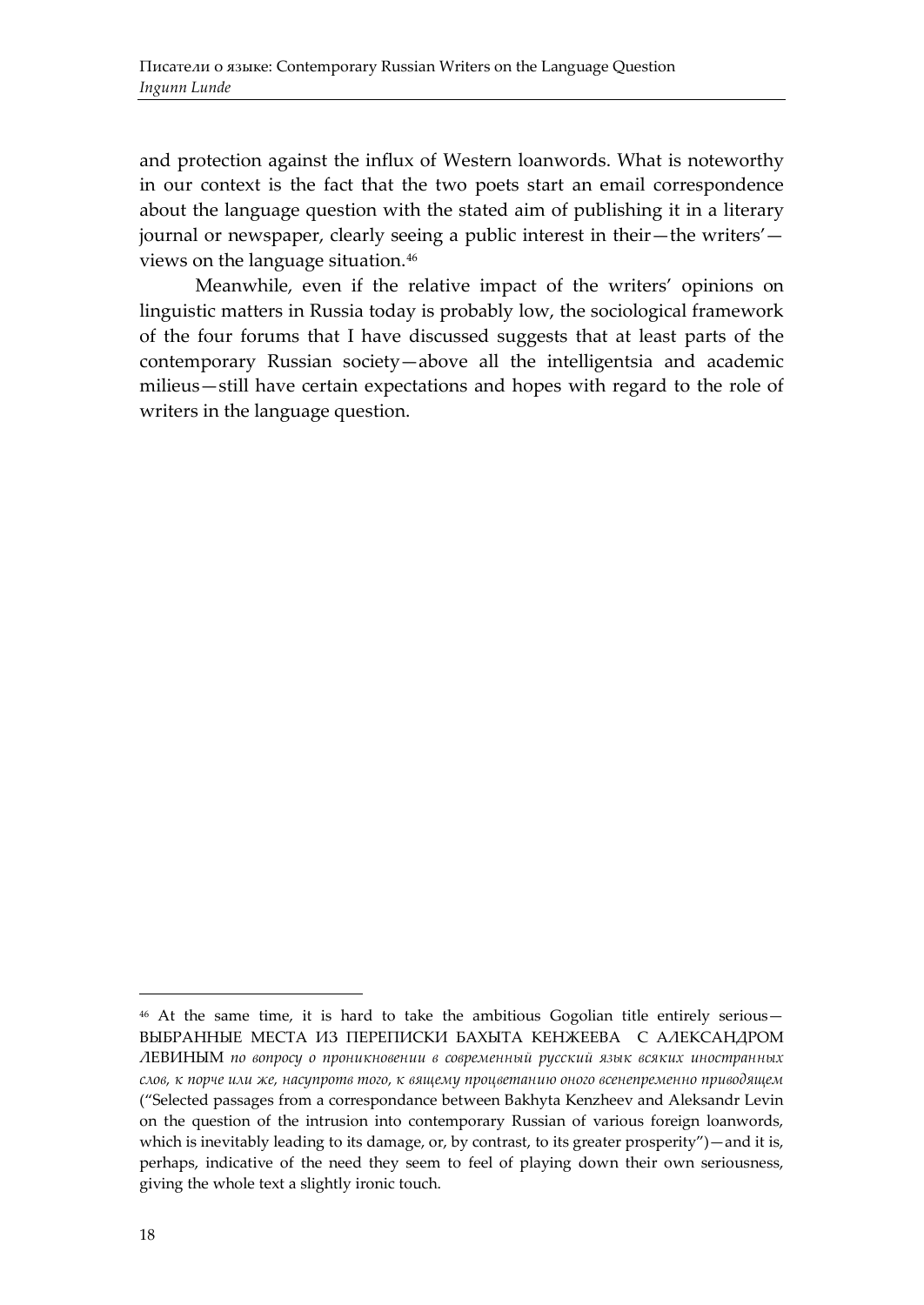and protection against the influx of Western loanwords. What is noteworthy in our context is the fact that the two poets start an email correspondence about the language question with the stated aim of publishing it in a literary journal or newspaper, clearly seeing a public interest in their—the writers'—views on the language situation.[46]

Meanwhile, even if the relative impact of the writers' opinions on linguistic matters in Russia today is probably low, the sociological framework of the four forums that I have discussed suggests that at least parts of the contemporary Russian society—above all the intelligentsia and academic milieus—still have certain expectations and hopes with regard to the role of writers in the language question.

---

[46] At the same time, it is hard to take the ambitious Gogolian title entirely serious—ВЫБРАННЫЕ МЕСТА ИЗ ПЕРЕПИСКИ БАХЫТА КЕНЖЕЕВА С АЛЕКСАНДРОМ ЛЕВИНЫМ *по вопросу о проникновении в современный русский язык всяких иностранных слов, к порче или же, насупротв того, к вящему процветанию оного всенепременно приводящем* ("Selected passages from a correspondance between Bakhyta Kenzheev and Aleksandr Levin on the question of the intrusion into contemporary Russian of various foreign loanwords, which is inevitably leading to its damage, or, by contrast, to its greater prosperity")—and it is, perhaps, indicative of the need they seem to feel of playing down their own seriousness, giving the whole text a slightly ironic touch.